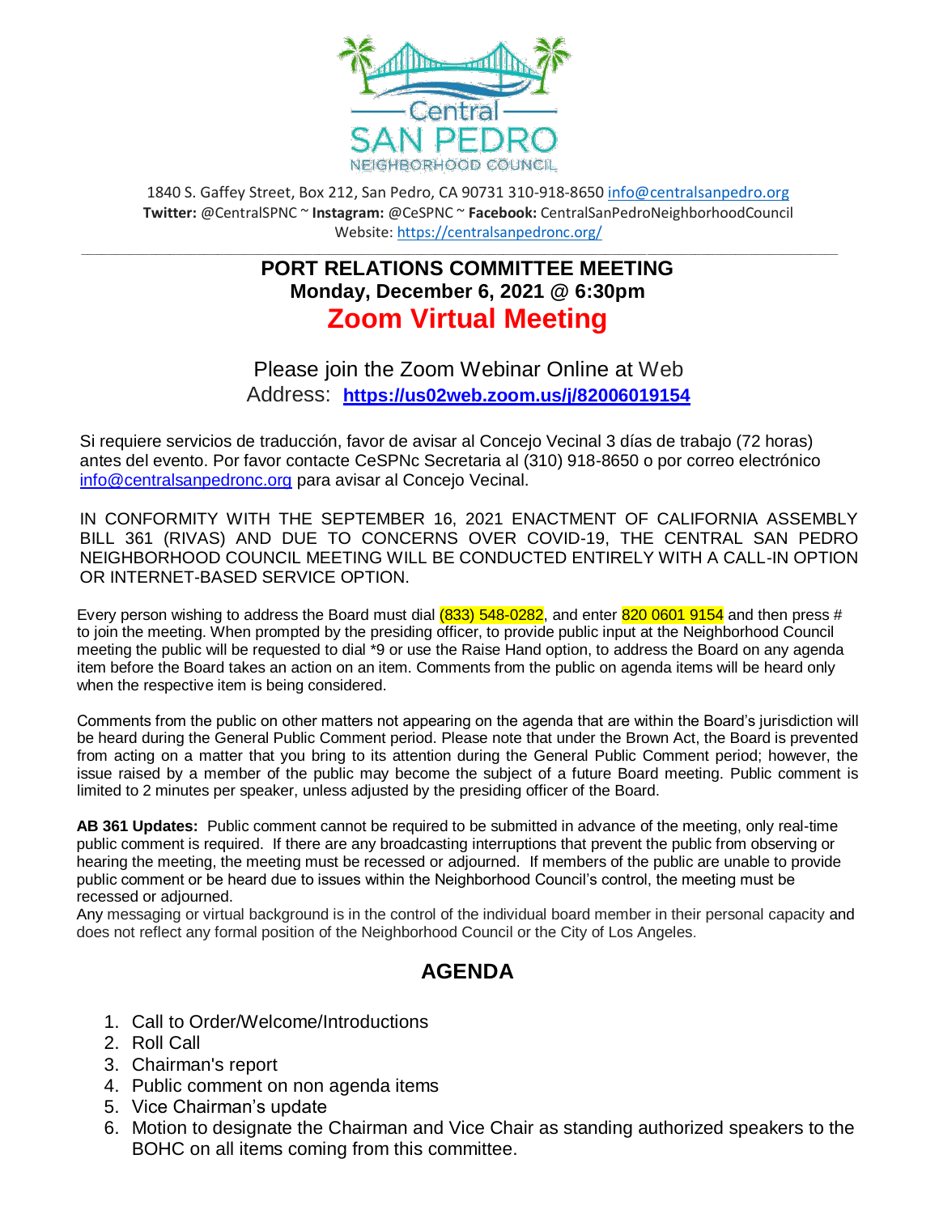1840 S. Gaffey Street, Box 212, San Pedro, CA 90731 310-918-8650 info@centralsanpedro.org
**Twitter:** @CentralSPNC ~ **Instagram:** @CeSPNC ~ **Facebook:** CentralSanPedroNeighborhoodCouncil
Website: https://centralsanpedronc.org/

# PORT RELATIONS COMMITTEE MEETING

## Monday, December 6, 2021 @ 6:30pm

## Zoom Virtual Meeting

Please join the Zoom Webinar Online at Web Address: **https://us02web.zoom.us/j/82006019154**

Si requiere servicios de traducción, favor de avisar al Concejo Vecinal 3 días de trabajo (72 horas) antes del evento. Por favor contacte CeSPNc Secretaria al (310) 918-8650 o por correo electrónico info@centralsanpedronc.org para avisar al Concejo Vecinal.

IN CONFORMITY WITH THE SEPTEMBER 16, 2021 ENACTMENT OF CALIFORNIA ASSEMBLY BILL 361 (RIVAS) AND DUE TO CONCERNS OVER COVID-19, THE CENTRAL SAN PEDRO NEIGHBORHOOD COUNCIL MEETING WILL BE CONDUCTED ENTIRELY WITH A CALL-IN OPTION OR INTERNET-BASED SERVICE OPTION.

Every person wishing to address the Board must dial (833) 548-0282, and enter 820 0601 9154 and then press # to join the meeting. When prompted by the presiding officer, to provide public input at the Neighborhood Council meeting the public will be requested to dial *9 or use the Raise Hand option, to address the Board on any agenda item before the Board takes an action on an item. Comments from the public on agenda items will be heard only when the respective item is being considered.

Comments from the public on other matters not appearing on the agenda that are within the Board's jurisdiction will be heard during the General Public Comment period. Please note that under the Brown Act, the Board is prevented from acting on a matter that you bring to its attention during the General Public Comment period; however, the issue raised by a member of the public may become the subject of a future Board meeting. Public comment is limited to 2 minutes per speaker, unless adjusted by the presiding officer of the Board.

**AB 361 Updates:** Public comment cannot be required to be submitted in advance of the meeting, only real-time public comment is required. If there are any broadcasting interruptions that prevent the public from observing or hearing the meeting, the meeting must be recessed or adjourned. If members of the public are unable to provide public comment or be heard due to issues within the Neighborhood Council's control, the meeting must be recessed or adjourned.
Any messaging or virtual background is in the control of the individual board member in their personal capacity and does not reflect any formal position of the Neighborhood Council or the City of Los Angeles.

## AGENDA

1. Call to Order/Welcome/Introductions
2. Roll Call
3. Chairman's report
4. Public comment on non agenda items
5. Vice Chairman's update
6. Motion to designate the Chairman and Vice Chair as standing authorized speakers to the BOHC on all items coming from this committee.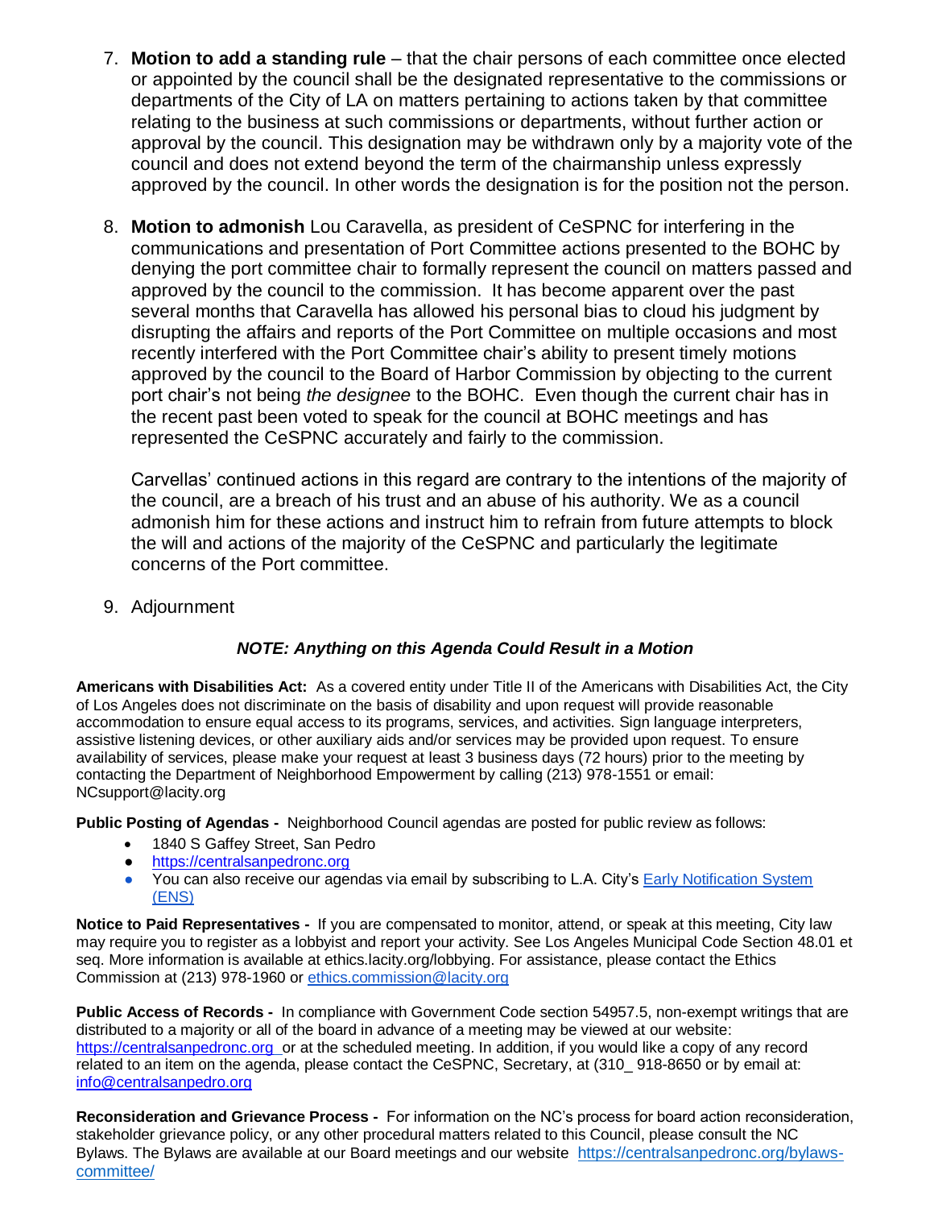7. **Motion to add a standing rule** – that the chair persons of each committee once elected or appointed by the council shall be the designated representative to the commissions or departments of the City of LA on matters pertaining to actions taken by that committee relating to the business at such commissions or departments, without further action or approval by the council. This designation may be withdrawn only by a majority vote of the council and does not extend beyond the term of the chairmanship unless expressly approved by the council. In other words the designation is for the position not the person.

8. **Motion to admonish** Lou Caravella, as president of CeSPNC for interfering in the communications and presentation of Port Committee actions presented to the BOHC by denying the port committee chair to formally represent the council on matters passed and approved by the council to the commission. It has become apparent over the past several months that Caravella has allowed his personal bias to cloud his judgment by disrupting the affairs and reports of the Port Committee on multiple occasions and most recently interfered with the Port Committee chair's ability to present timely motions approved by the council to the Board of Harbor Commission by objecting to the current port chair's not being *the designee* to the BOHC. Even though the current chair has in the recent past been voted to speak for the council at BOHC meetings and has represented the CeSPNC accurately and fairly to the commission.

   Carvellas' continued actions in this regard are contrary to the intentions of the majority of the council, are a breach of his trust and an abuse of his authority. We as a council admonish him for these actions and instruct him to refrain from future attempts to block the will and actions of the majority of the CeSPNC and particularly the legitimate concerns of the Port committee.

9. Adjournment

***NOTE: Anything on this Agenda Could Result in a Motion***

**Americans with Disabilities Act:** As a covered entity under Title II of the Americans with Disabilities Act, the City of Los Angeles does not discriminate on the basis of disability and upon request will provide reasonable accommodation to ensure equal access to its programs, services, and activities. Sign language interpreters, assistive listening devices, or other auxiliary aids and/or services may be provided upon request. To ensure availability of services, please make your request at least 3 business days (72 hours) prior to the meeting by contacting the Department of Neighborhood Empowerment by calling (213) 978-1551 or email: NCsupport@lacity.org

**Public Posting of Agendas -** Neighborhood Council agendas are posted for public review as follows:

- 1840 S Gaffey Street, San Pedro
- https://centralsanpedronc.org
- You can also receive our agendas via email by subscribing to L.A. City's Early Notification System (ENS)

**Notice to Paid Representatives -** If you are compensated to monitor, attend, or speak at this meeting, City law may require you to register as a lobbyist and report your activity. See Los Angeles Municipal Code Section 48.01 et seq. More information is available at ethics.lacity.org/lobbying. For assistance, please contact the Ethics Commission at (213) 978-1960 or ethics.commission@lacity.org

**Public Access of Records -** In compliance with Government Code section 54957.5, non-exempt writings that are distributed to a majority or all of the board in advance of a meeting may be viewed at our website: https://centralsanpedronc.org or at the scheduled meeting. In addition, if you would like a copy of any record related to an item on the agenda, please contact the CeSPNC, Secretary, at (310_ 918-8650 or by email at: info@centralsanpedro.org

**Reconsideration and Grievance Process -** For information on the NC's process for board action reconsideration, stakeholder grievance policy, or any other procedural matters related to this Council, please consult the NC Bylaws. The Bylaws are available at our Board meetings and our website https://centralsanpedronc.org/bylaws-committee/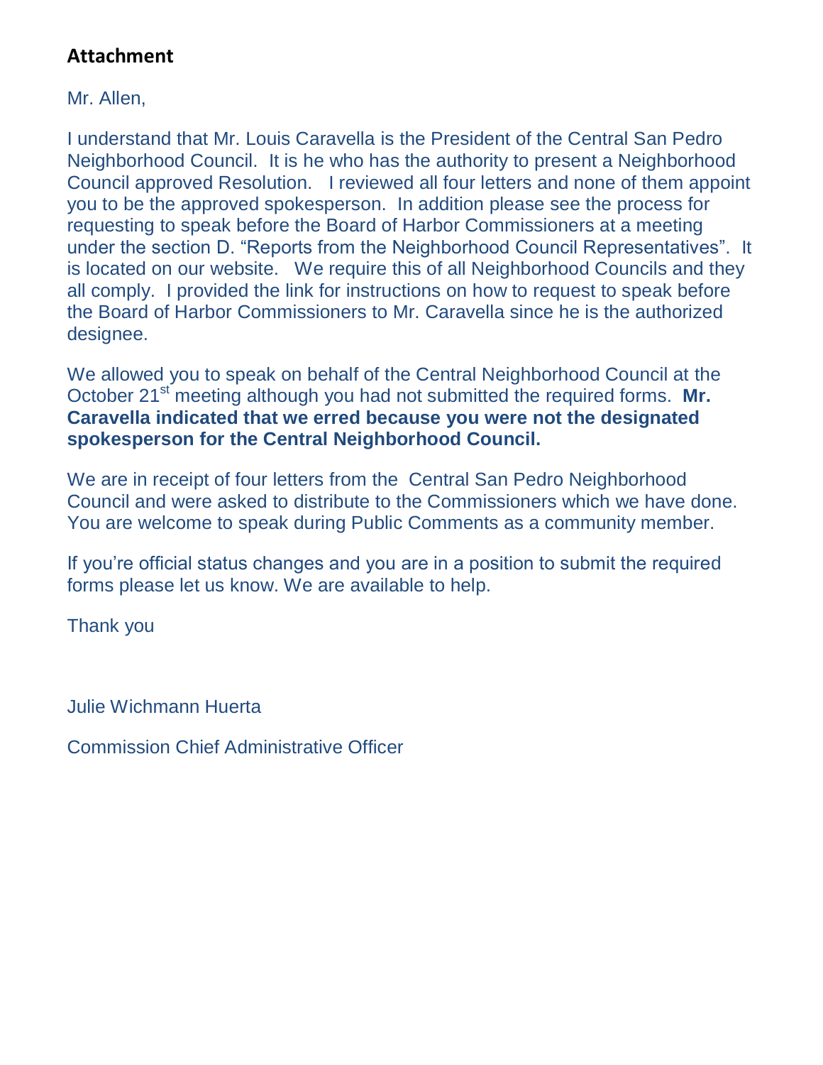## Attachment

Mr. Allen,

I understand that Mr. Louis Caravella is the President of the Central San Pedro Neighborhood Council. It is he who has the authority to present a Neighborhood Council approved Resolution. I reviewed all four letters and none of them appoint you to be the approved spokesperson. In addition please see the process for requesting to speak before the Board of Harbor Commissioners at a meeting under the section D. "Reports from the Neighborhood Council Representatives". It is located on our website. We require this of all Neighborhood Councils and they all comply. I provided the link for instructions on how to request to speak before the Board of Harbor Commissioners to Mr. Caravella since he is the authorized designee.

We allowed you to speak on behalf of the Central Neighborhood Council at the October 21st meeting although you had not submitted the required forms. **Mr. Caravella indicated that we erred because you were not the designated spokesperson for the Central Neighborhood Council.**

We are in receipt of four letters from the Central San Pedro Neighborhood Council and were asked to distribute to the Commissioners which we have done. You are welcome to speak during Public Comments as a community member.

If you're official status changes and you are in a position to submit the required forms please let us know. We are available to help.

Thank you

Julie Wichmann Huerta

Commission Chief Administrative Officer